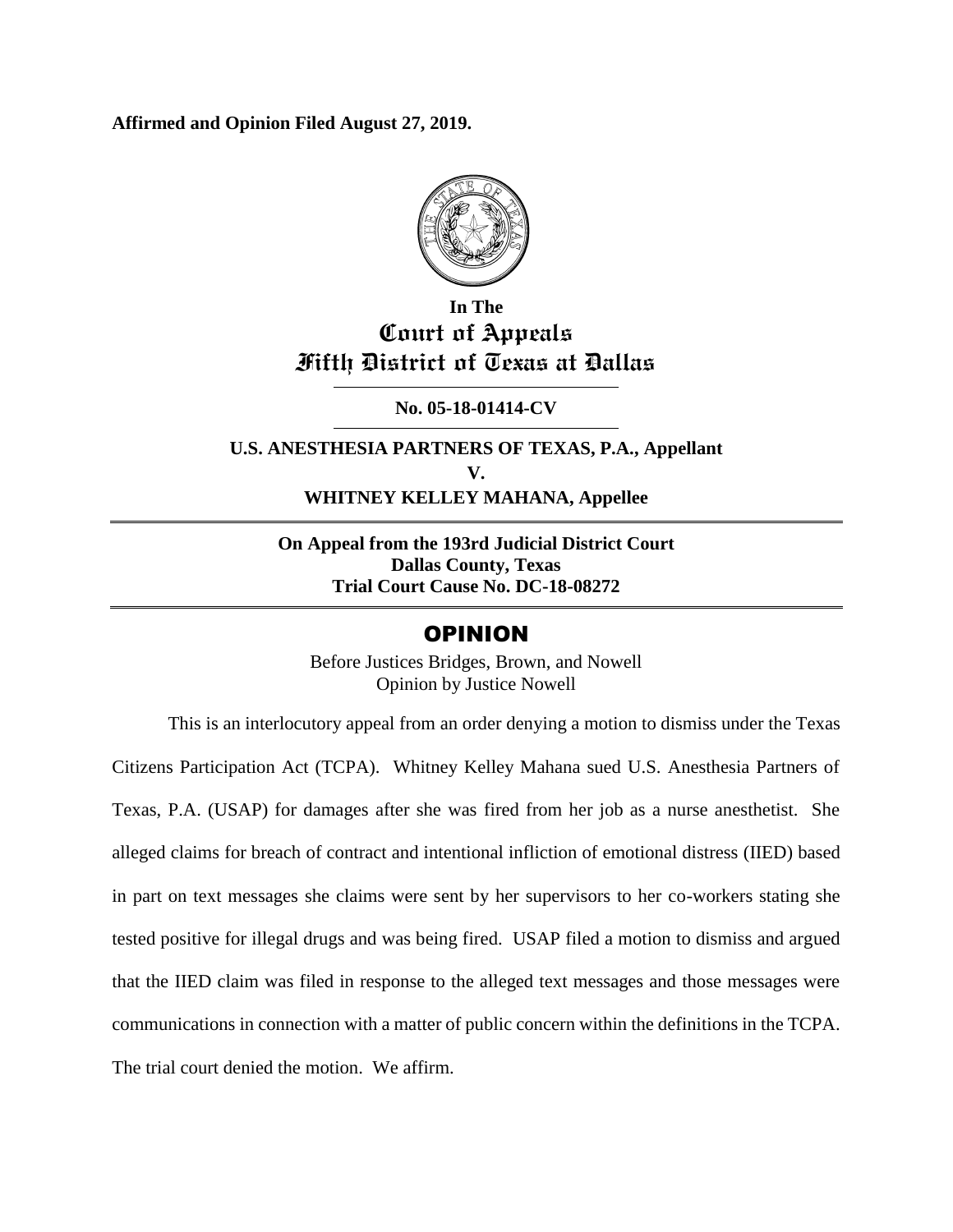**Affirmed and Opinion Filed August 27, 2019.**

In The
Court of Appeals
Fifth District of Texas at Dallas

**No. 05-18-01414-CV**

**U.S. ANESTHESIA PARTNERS OF TEXAS, P.A., Appellant**
**V.**
**WHITNEY KELLEY MAHANA, Appellee**

**On Appeal from the 193rd Judicial District Court**
**Dallas County, Texas**
**Trial Court Cause No. DC-18-08272**

# OPINION

Before Justices Bridges, Brown, and Nowell
Opinion by Justice Nowell

This is an interlocutory appeal from an order denying a motion to dismiss under the Texas Citizens Participation Act (TCPA). Whitney Kelley Mahana sued U.S. Anesthesia Partners of Texas, P.A. (USAP) for damages after she was fired from her job as a nurse anesthetist. She alleged claims for breach of contract and intentional infliction of emotional distress (IIED) based in part on text messages she claims were sent by her supervisors to her co-workers stating she tested positive for illegal drugs and was being fired. USAP filed a motion to dismiss and argued that the IIED claim was filed in response to the alleged text messages and those messages were communications in connection with a matter of public concern within the definitions in the TCPA. The trial court denied the motion. We affirm.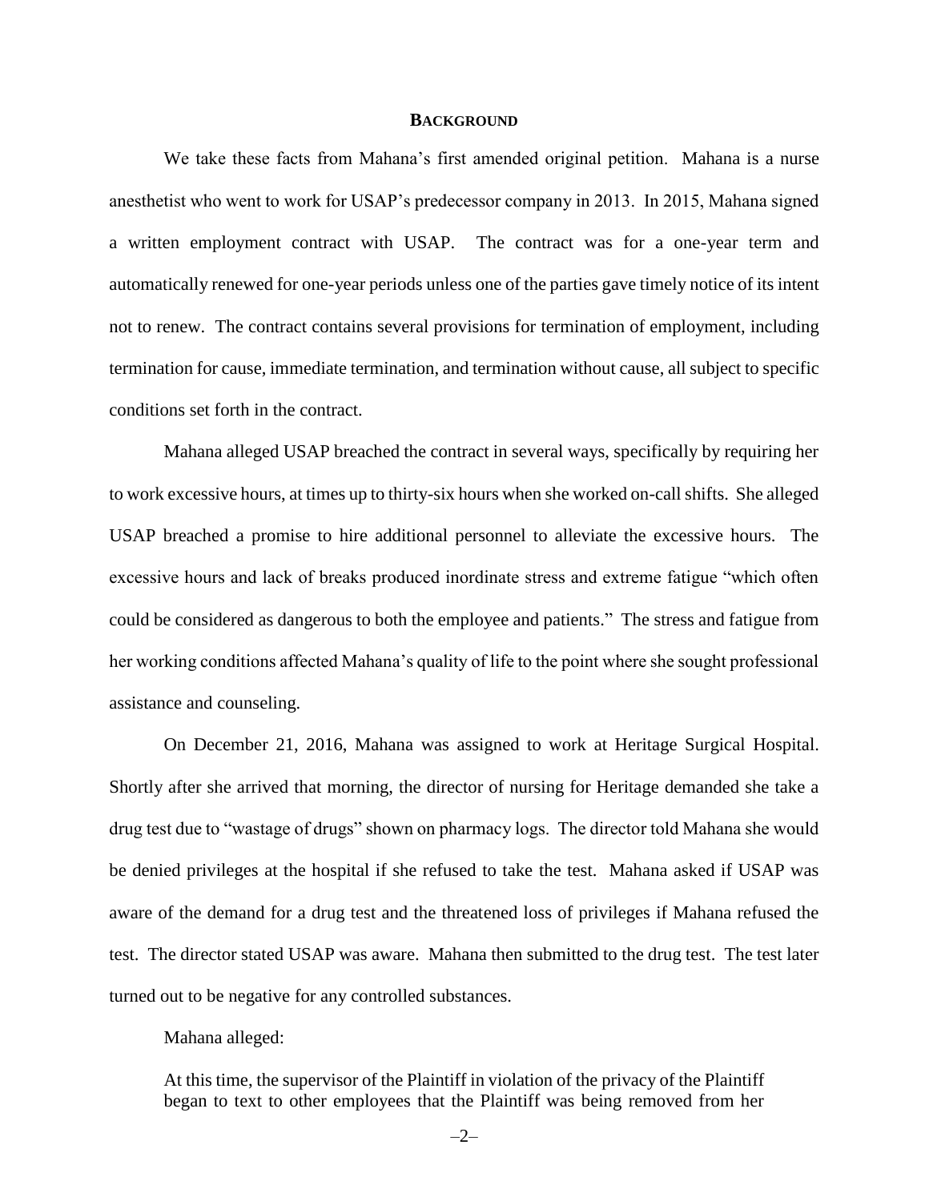## BACKGROUND

We take these facts from Mahana's first amended original petition. Mahana is a nurse anesthetist who went to work for USAP's predecessor company in 2013. In 2015, Mahana signed a written employment contract with USAP. The contract was for a one-year term and automatically renewed for one-year periods unless one of the parties gave timely notice of its intent not to renew. The contract contains several provisions for termination of employment, including termination for cause, immediate termination, and termination without cause, all subject to specific conditions set forth in the contract.

Mahana alleged USAP breached the contract in several ways, specifically by requiring her to work excessive hours, at times up to thirty-six hours when she worked on-call shifts. She alleged USAP breached a promise to hire additional personnel to alleviate the excessive hours. The excessive hours and lack of breaks produced inordinate stress and extreme fatigue "which often could be considered as dangerous to both the employee and patients." The stress and fatigue from her working conditions affected Mahana's quality of life to the point where she sought professional assistance and counseling.

On December 21, 2016, Mahana was assigned to work at Heritage Surgical Hospital. Shortly after she arrived that morning, the director of nursing for Heritage demanded she take a drug test due to "wastage of drugs" shown on pharmacy logs. The director told Mahana she would be denied privileges at the hospital if she refused to take the test. Mahana asked if USAP was aware of the demand for a drug test and the threatened loss of privileges if Mahana refused the test. The director stated USAP was aware. Mahana then submitted to the drug test. The test later turned out to be negative for any controlled substances.

Mahana alleged:

> At this time, the supervisor of the Plaintiff in violation of the privacy of the Plaintiff began to text to other employees that the Plaintiff was being removed from her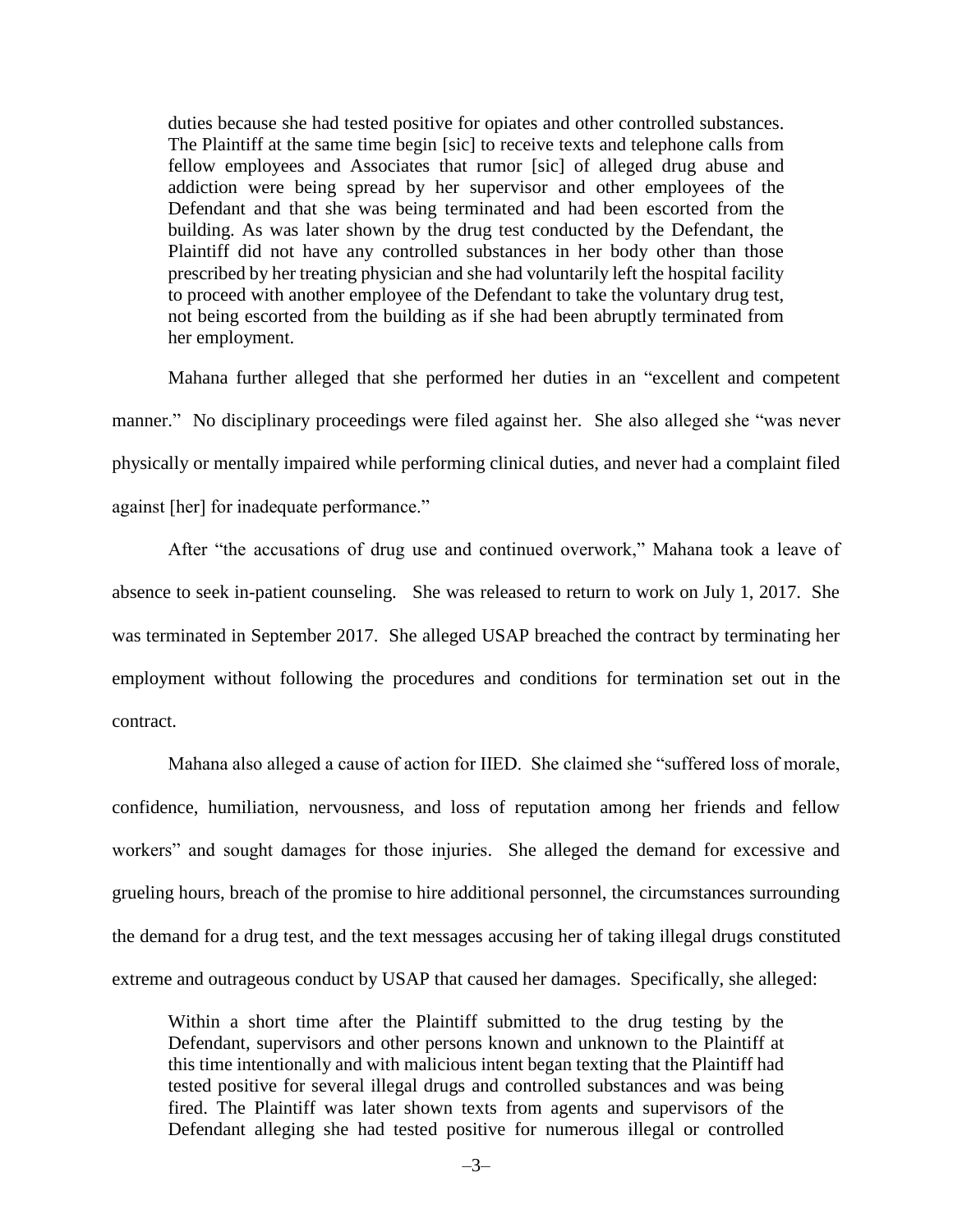> duties because she had tested positive for opiates and other controlled substances. The Plaintiff at the same time begin [sic] to receive texts and telephone calls from fellow employees and Associates that rumor [sic] of alleged drug abuse and addiction were being spread by her supervisor and other employees of the Defendant and that she was being terminated and had been escorted from the building. As was later shown by the drug test conducted by the Defendant, the Plaintiff did not have any controlled substances in her body other than those prescribed by her treating physician and she had voluntarily left the hospital facility to proceed with another employee of the Defendant to take the voluntary drug test, not being escorted from the building as if she had been abruptly terminated from her employment.

Mahana further alleged that she performed her duties in an "excellent and competent manner." No disciplinary proceedings were filed against her. She also alleged she "was never physically or mentally impaired while performing clinical duties, and never had a complaint filed against [her] for inadequate performance."

After "the accusations of drug use and continued overwork," Mahana took a leave of absence to seek in-patient counseling. She was released to return to work on July 1, 2017. She was terminated in September 2017. She alleged USAP breached the contract by terminating her employment without following the procedures and conditions for termination set out in the contract.

Mahana also alleged a cause of action for IIED. She claimed she "suffered loss of morale, confidence, humiliation, nervousness, and loss of reputation among her friends and fellow workers" and sought damages for those injuries. She alleged the demand for excessive and grueling hours, breach of the promise to hire additional personnel, the circumstances surrounding the demand for a drug test, and the text messages accusing her of taking illegal drugs constituted extreme and outrageous conduct by USAP that caused her damages. Specifically, she alleged:

> Within a short time after the Plaintiff submitted to the drug testing by the Defendant, supervisors and other persons known and unknown to the Plaintiff at this time intentionally and with malicious intent began texting that the Plaintiff had tested positive for several illegal drugs and controlled substances and was being fired. The Plaintiff was later shown texts from agents and supervisors of the Defendant alleging she had tested positive for numerous illegal or controlled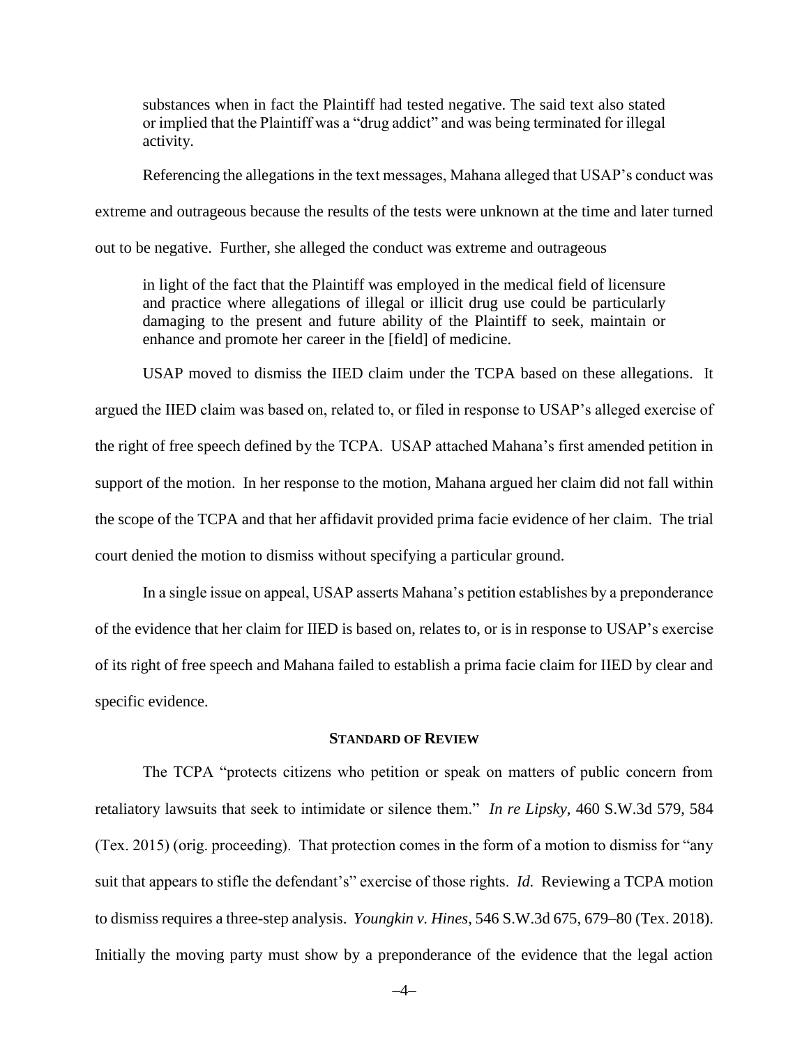> substances when in fact the Plaintiff had tested negative. The said text also stated or implied that the Plaintiff was a "drug addict" and was being terminated for illegal activity.

Referencing the allegations in the text messages, Mahana alleged that USAP's conduct was extreme and outrageous because the results of the tests were unknown at the time and later turned out to be negative. Further, she alleged the conduct was extreme and outrageous

> in light of the fact that the Plaintiff was employed in the medical field of licensure and practice where allegations of illegal or illicit drug use could be particularly damaging to the present and future ability of the Plaintiff to seek, maintain or enhance and promote her career in the [field] of medicine.

USAP moved to dismiss the IIED claim under the TCPA based on these allegations. It argued the IIED claim was based on, related to, or filed in response to USAP's alleged exercise of the right of free speech defined by the TCPA. USAP attached Mahana's first amended petition in support of the motion. In her response to the motion, Mahana argued her claim did not fall within the scope of the TCPA and that her affidavit provided prima facie evidence of her claim. The trial court denied the motion to dismiss without specifying a particular ground.

In a single issue on appeal, USAP asserts Mahana's petition establishes by a preponderance of the evidence that her claim for IIED is based on, relates to, or is in response to USAP's exercise of its right of free speech and Mahana failed to establish a prima facie claim for IIED by clear and specific evidence.

## STANDARD OF REVIEW

The TCPA "protects citizens who petition or speak on matters of public concern from retaliatory lawsuits that seek to intimidate or silence them." *In re Lipsky*, 460 S.W.3d 579, 584 (Tex. 2015) (orig. proceeding). That protection comes in the form of a motion to dismiss for "any suit that appears to stifle the defendant's" exercise of those rights. *Id.* Reviewing a TCPA motion to dismiss requires a three-step analysis. *Youngkin v. Hines*, 546 S.W.3d 675, 679–80 (Tex. 2018). Initially the moving party must show by a preponderance of the evidence that the legal action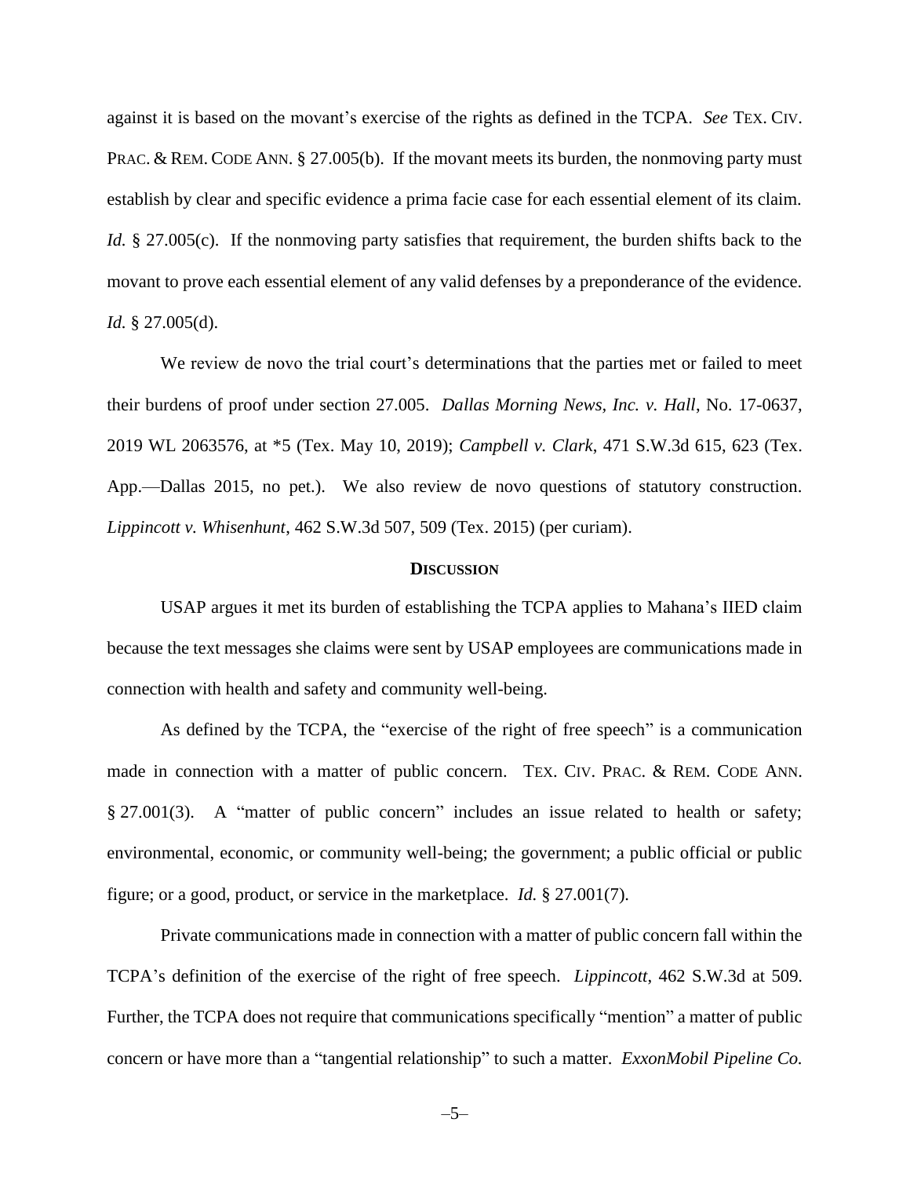against it is based on the movant's exercise of the rights as defined in the TCPA. *See* TEX. CIV. PRAC. & REM. CODE ANN. § 27.005(b). If the movant meets its burden, the nonmoving party must establish by clear and specific evidence a prima facie case for each essential element of its claim. *Id.* § 27.005(c). If the nonmoving party satisfies that requirement, the burden shifts back to the movant to prove each essential element of any valid defenses by a preponderance of the evidence. *Id.* § 27.005(d).

We review de novo the trial court's determinations that the parties met or failed to meet their burdens of proof under section 27.005. *Dallas Morning News, Inc. v. Hall*, No. 17-0637, 2019 WL 2063576, at *5 (Tex. May 10, 2019); *Campbell v. Clark*, 471 S.W.3d 615, 623 (Tex. App.—Dallas 2015, no pet.). We also review de novo questions of statutory construction. *Lippincott v. Whisenhunt*, 462 S.W.3d 507, 509 (Tex. 2015) (per curiam).

## **DISCUSSION**

USAP argues it met its burden of establishing the TCPA applies to Mahana's IIED claim because the text messages she claims were sent by USAP employees are communications made in connection with health and safety and community well-being.

As defined by the TCPA, the "exercise of the right of free speech" is a communication made in connection with a matter of public concern. TEX. CIV. PRAC. & REM. CODE ANN. § 27.001(3). A "matter of public concern" includes an issue related to health or safety; environmental, economic, or community well-being; the government; a public official or public figure; or a good, product, or service in the marketplace. *Id.* § 27.001(7).

Private communications made in connection with a matter of public concern fall within the TCPA's definition of the exercise of the right of free speech. *Lippincott*, 462 S.W.3d at 509. Further, the TCPA does not require that communications specifically "mention" a matter of public concern or have more than a "tangential relationship" to such a matter. *ExxonMobil Pipeline Co.*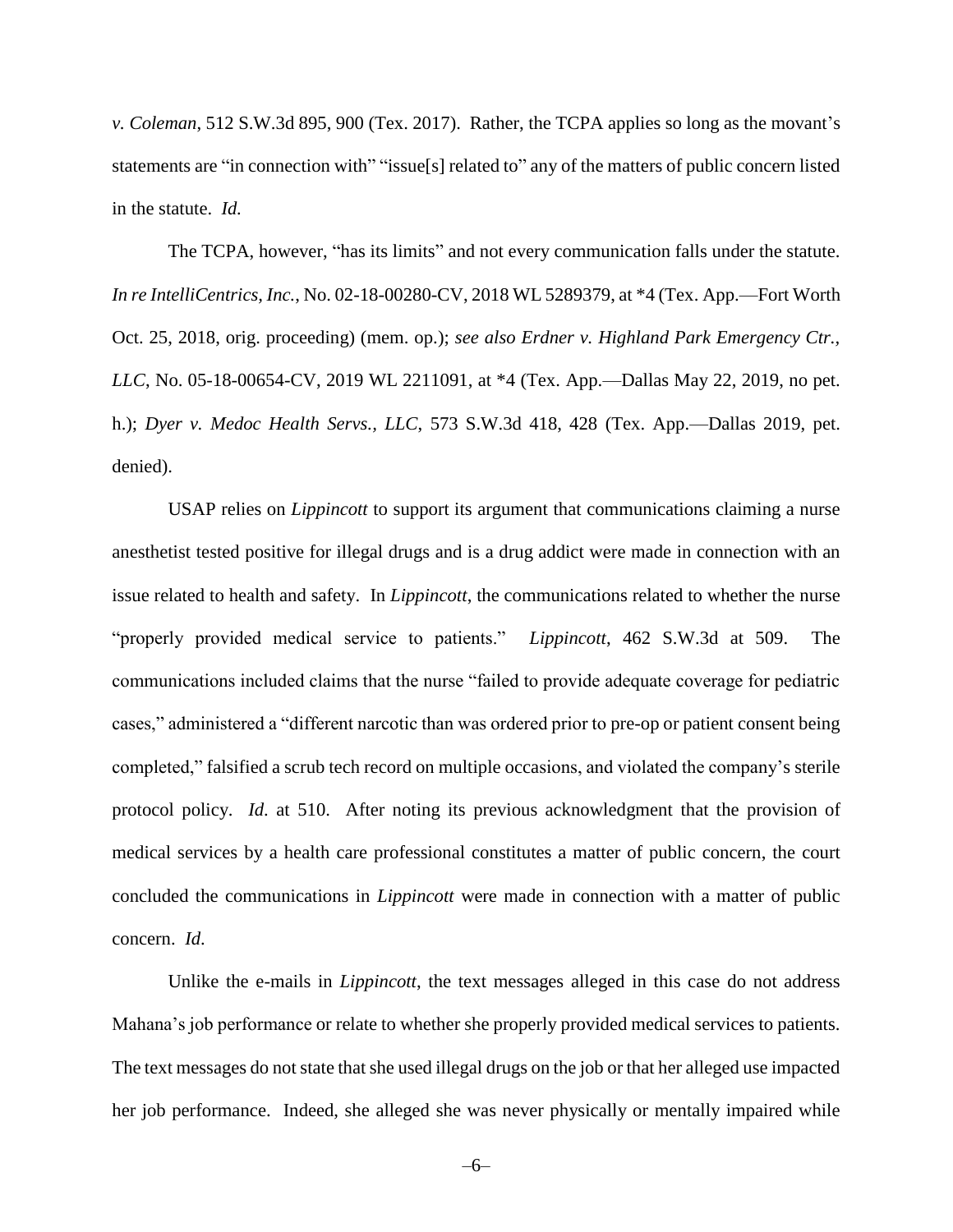*v. Coleman*, 512 S.W.3d 895, 900 (Tex. 2017). Rather, the TCPA applies so long as the movant's statements are "in connection with" "issue[s] related to" any of the matters of public concern listed in the statute. *Id.*

The TCPA, however, "has its limits" and not every communication falls under the statute. *In re IntelliCentrics, Inc.*, No. 02-18-00280-CV, 2018 WL 5289379, at *4 (Tex. App.—Fort Worth Oct. 25, 2018, orig. proceeding) (mem. op.); *see also Erdner v. Highland Park Emergency Ctr., LLC*, No. 05-18-00654-CV, 2019 WL 2211091, at *4 (Tex. App.—Dallas May 22, 2019, no pet. h.); *Dyer v. Medoc Health Servs., LLC*, 573 S.W.3d 418, 428 (Tex. App.—Dallas 2019, pet. denied).

USAP relies on *Lippincott* to support its argument that communications claiming a nurse anesthetist tested positive for illegal drugs and is a drug addict were made in connection with an issue related to health and safety. In *Lippincott*, the communications related to whether the nurse "properly provided medical service to patients." *Lippincott*, 462 S.W.3d at 509. The communications included claims that the nurse "failed to provide adequate coverage for pediatric cases," administered a "different narcotic than was ordered prior to pre-op or patient consent being completed," falsified a scrub tech record on multiple occasions, and violated the company's sterile protocol policy. *Id*. at 510. After noting its previous acknowledgment that the provision of medical services by a health care professional constitutes a matter of public concern, the court concluded the communications in *Lippincott* were made in connection with a matter of public concern. *Id*.

Unlike the e-mails in *Lippincott*, the text messages alleged in this case do not address Mahana's job performance or relate to whether she properly provided medical services to patients. The text messages do not state that she used illegal drugs on the job or that her alleged use impacted her job performance. Indeed, she alleged she was never physically or mentally impaired while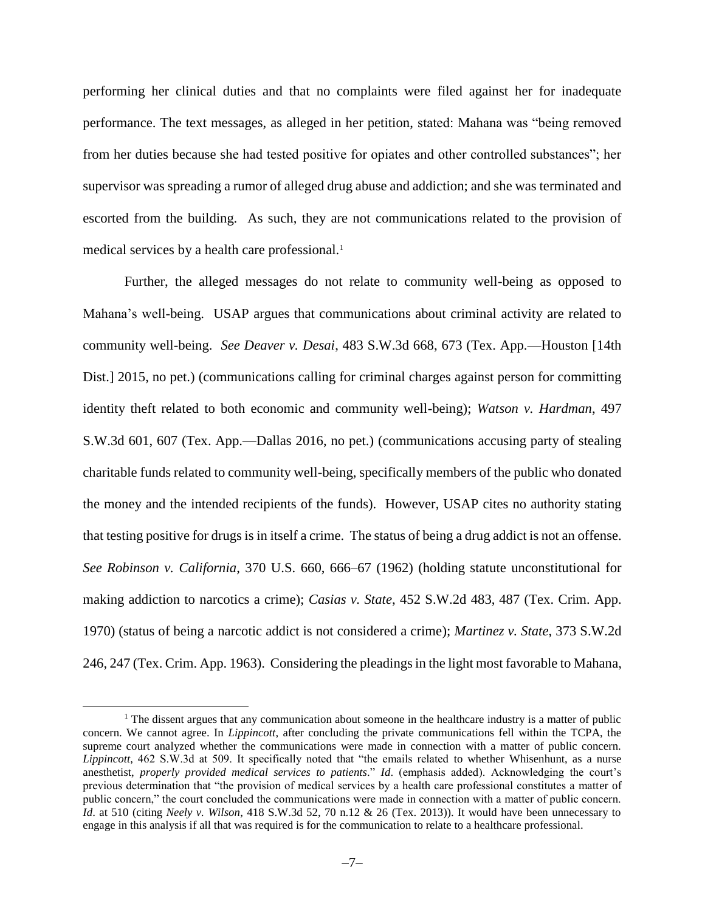performing her clinical duties and that no complaints were filed against her for inadequate performance. The text messages, as alleged in her petition, stated: Mahana was "being removed from her duties because she had tested positive for opiates and other controlled substances"; her supervisor was spreading a rumor of alleged drug abuse and addiction; and she was terminated and escorted from the building. As such, they are not communications related to the provision of medical services by a health care professional.[1]

Further, the alleged messages do not relate to community well-being as opposed to Mahana's well-being. USAP argues that communications about criminal activity are related to community well-being. *See Deaver v. Desai*, 483 S.W.3d 668, 673 (Tex. App.—Houston [14th Dist.] 2015, no pet.) (communications calling for criminal charges against person for committing identity theft related to both economic and community well-being); *Watson v. Hardman*, 497 S.W.3d 601, 607 (Tex. App.—Dallas 2016, no pet.) (communications accusing party of stealing charitable funds related to community well-being, specifically members of the public who donated the money and the intended recipients of the funds). However, USAP cites no authority stating that testing positive for drugs is in itself a crime. The status of being a drug addict is not an offense. *See Robinson v. California*, 370 U.S. 660, 666–67 (1962) (holding statute unconstitutional for making addiction to narcotics a crime); *Casias v. State*, 452 S.W.2d 483, 487 (Tex. Crim. App. 1970) (status of being a narcotic addict is not considered a crime); *Martinez v. State*, 373 S.W.2d 246, 247 (Tex. Crim. App. 1963). Considering the pleadings in the light most favorable to Mahana,

---

[1] The dissent argues that any communication about someone in the healthcare industry is a matter of public concern. We cannot agree. In *Lippincott*, after concluding the private communications fell within the TCPA, the supreme court analyzed whether the communications were made in connection with a matter of public concern. *Lippincott*, 462 S.W.3d at 509. It specifically noted that "the emails related to whether Whisenhunt, as a nurse anesthetist, *properly provided medical services to patients*." *Id*. (emphasis added). Acknowledging the court's previous determination that "the provision of medical services by a health care professional constitutes a matter of public concern," the court concluded the communications were made in connection with a matter of public concern. *Id*. at 510 (citing *Neely v. Wilson*, 418 S.W.3d 52, 70 n.12 & 26 (Tex. 2013)). It would have been unnecessary to engage in this analysis if all that was required is for the communication to relate to a healthcare professional.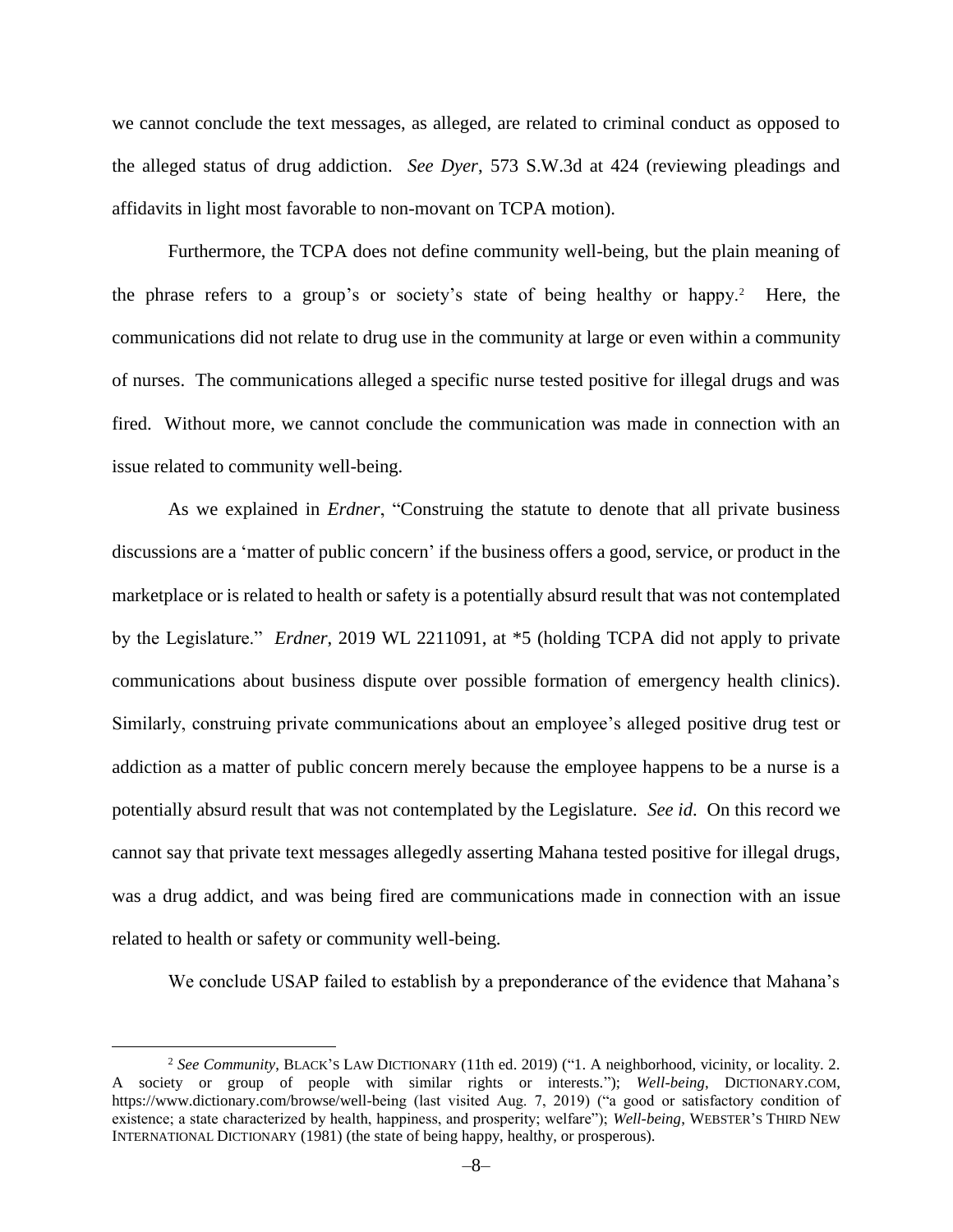we cannot conclude the text messages, as alleged, are related to criminal conduct as opposed to the alleged status of drug addiction. *See Dyer*, 573 S.W.3d at 424 (reviewing pleadings and affidavits in light most favorable to non-movant on TCPA motion).

Furthermore, the TCPA does not define community well-being, but the plain meaning of the phrase refers to a group's or society's state of being healthy or happy.[2] Here, the communications did not relate to drug use in the community at large or even within a community of nurses. The communications alleged a specific nurse tested positive for illegal drugs and was fired. Without more, we cannot conclude the communication was made in connection with an issue related to community well-being.

As we explained in *Erdner*, "Construing the statute to denote that all private business discussions are a 'matter of public concern' if the business offers a good, service, or product in the marketplace or is related to health or safety is a potentially absurd result that was not contemplated by the Legislature." *Erdner*, 2019 WL 2211091, at *5 (holding TCPA did not apply to private communications about business dispute over possible formation of emergency health clinics). Similarly, construing private communications about an employee's alleged positive drug test or addiction as a matter of public concern merely because the employee happens to be a nurse is a potentially absurd result that was not contemplated by the Legislature. *See id*. On this record we cannot say that private text messages allegedly asserting Mahana tested positive for illegal drugs, was a drug addict, and was being fired are communications made in connection with an issue related to health or safety or community well-being.

We conclude USAP failed to establish by a preponderance of the evidence that Mahana's

---

[2] *See Community*, BLACK'S LAW DICTIONARY (11th ed. 2019) ("1. A neighborhood, vicinity, or locality. 2. A society or group of people with similar rights or interests."); *Well-being*, DICTIONARY.COM, https://www.dictionary.com/browse/well-being (last visited Aug. 7, 2019) ("a good or satisfactory condition of existence; a state characterized by health, happiness, and prosperity; welfare"); *Well-being*, WEBSTER'S THIRD NEW INTERNATIONAL DICTIONARY (1981) (the state of being happy, healthy, or prosperous).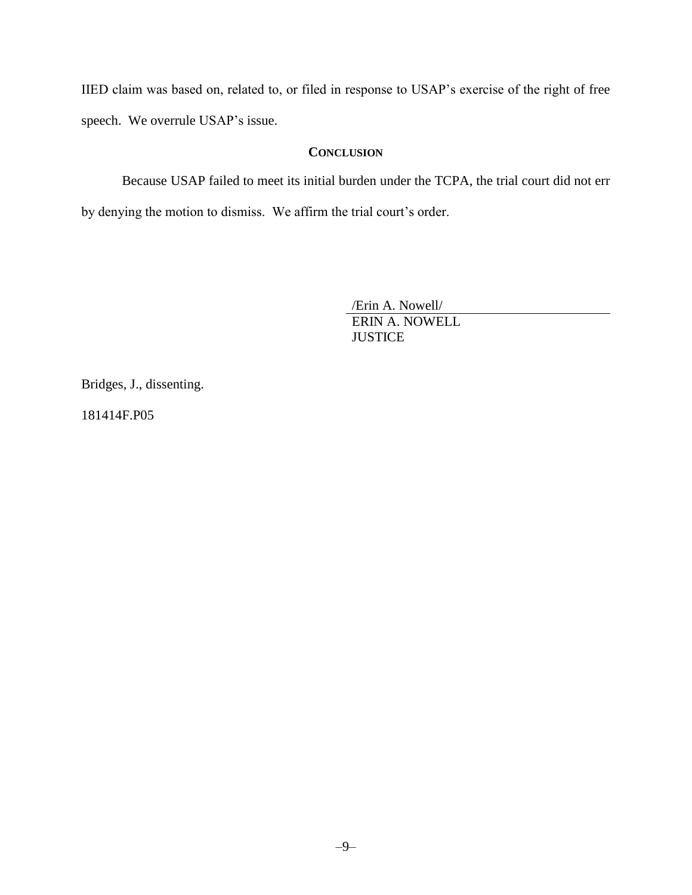IIED claim was based on, related to, or filed in response to USAP's exercise of the right of free speech. We overrule USAP's issue.

## CONCLUSION

Because USAP failed to meet its initial burden under the TCPA, the trial court did not err by denying the motion to dismiss. We affirm the trial court's order.

/Erin A. Nowell/
ERIN A. NOWELL
JUSTICE

Bridges, J., dissenting.

181414F.P05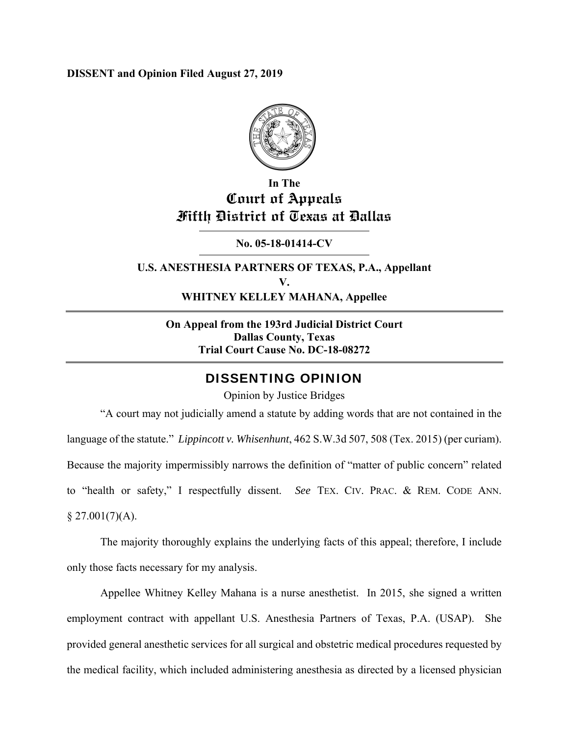**DISSENT and Opinion Filed August 27, 2019**

**In The**
**Court of Appeals**
**Fifth District of Texas at Dallas**

**No. 05-18-01414-CV**

**U.S. ANESTHESIA PARTNERS OF TEXAS, P.A., Appellant**
**V.**
**WHITNEY KELLEY MAHANA, Appellee**

**On Appeal from the 193rd Judicial District Court**
**Dallas County, Texas**
**Trial Court Cause No. DC-18-08272**

## DISSENTING OPINION

Opinion by Justice Bridges

"A court may not judicially amend a statute by adding words that are not contained in the language of the statute." *Lippincott v. Whisenhunt*, 462 S.W.3d 507, 508 (Tex. 2015) (per curiam). Because the majority impermissibly narrows the definition of "matter of public concern" related to "health or safety," I respectfully dissent. *See* TEX. CIV. PRAC. & REM. CODE ANN. § 27.001(7)(A).

The majority thoroughly explains the underlying facts of this appeal; therefore, I include only those facts necessary for my analysis.

Appellee Whitney Kelley Mahana is a nurse anesthetist. In 2015, she signed a written employment contract with appellant U.S. Anesthesia Partners of Texas, P.A. (USAP). She provided general anesthetic services for all surgical and obstetric medical procedures requested by the medical facility, which included administering anesthesia as directed by a licensed physician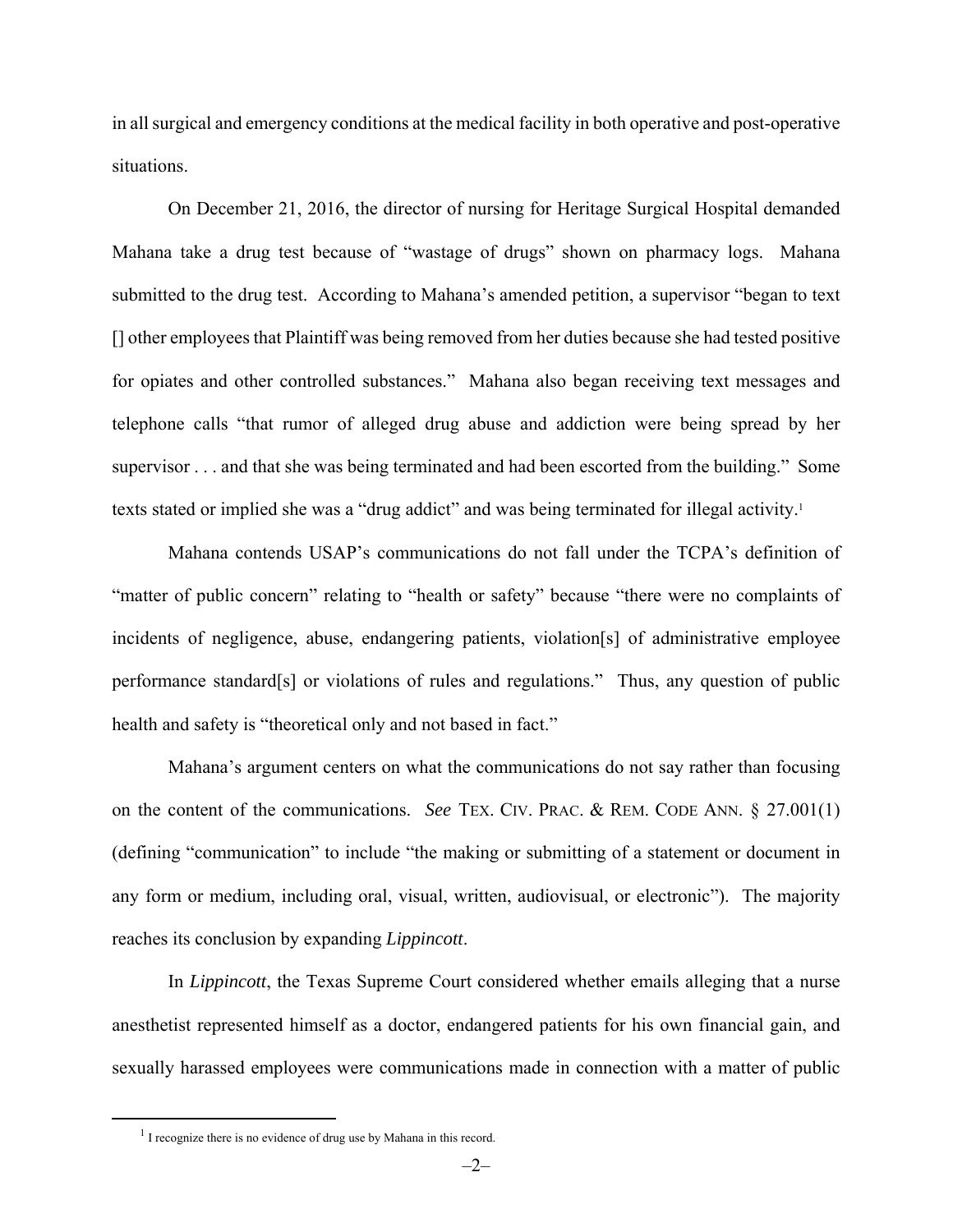in all surgical and emergency conditions at the medical facility in both operative and post-operative situations.

On December 21, 2016, the director of nursing for Heritage Surgical Hospital demanded Mahana take a drug test because of "wastage of drugs" shown on pharmacy logs. Mahana submitted to the drug test. According to Mahana's amended petition, a supervisor "began to text [] other employees that Plaintiff was being removed from her duties because she had tested positive for opiates and other controlled substances." Mahana also began receiving text messages and telephone calls "that rumor of alleged drug abuse and addiction were being spread by her supervisor . . . and that she was being terminated and had been escorted from the building." Some texts stated or implied she was a "drug addict" and was being terminated for illegal activity.[1]

Mahana contends USAP's communications do not fall under the TCPA's definition of "matter of public concern" relating to "health or safety" because "there were no complaints of incidents of negligence, abuse, endangering patients, violation[s] of administrative employee performance standard[s] or violations of rules and regulations." Thus, any question of public health and safety is "theoretical only and not based in fact."

Mahana's argument centers on what the communications do not say rather than focusing on the content of the communications. *See* TEX. CIV. PRAC. & REM. CODE ANN. § 27.001(1) (defining "communication" to include "the making or submitting of a statement or document in any form or medium, including oral, visual, written, audiovisual, or electronic"). The majority reaches its conclusion by expanding *Lippincott*.

In *Lippincott*, the Texas Supreme Court considered whether emails alleging that a nurse anesthetist represented himself as a doctor, endangered patients for his own financial gain, and sexually harassed employees were communications made in connection with a matter of public

[1] I recognize there is no evidence of drug use by Mahana in this record.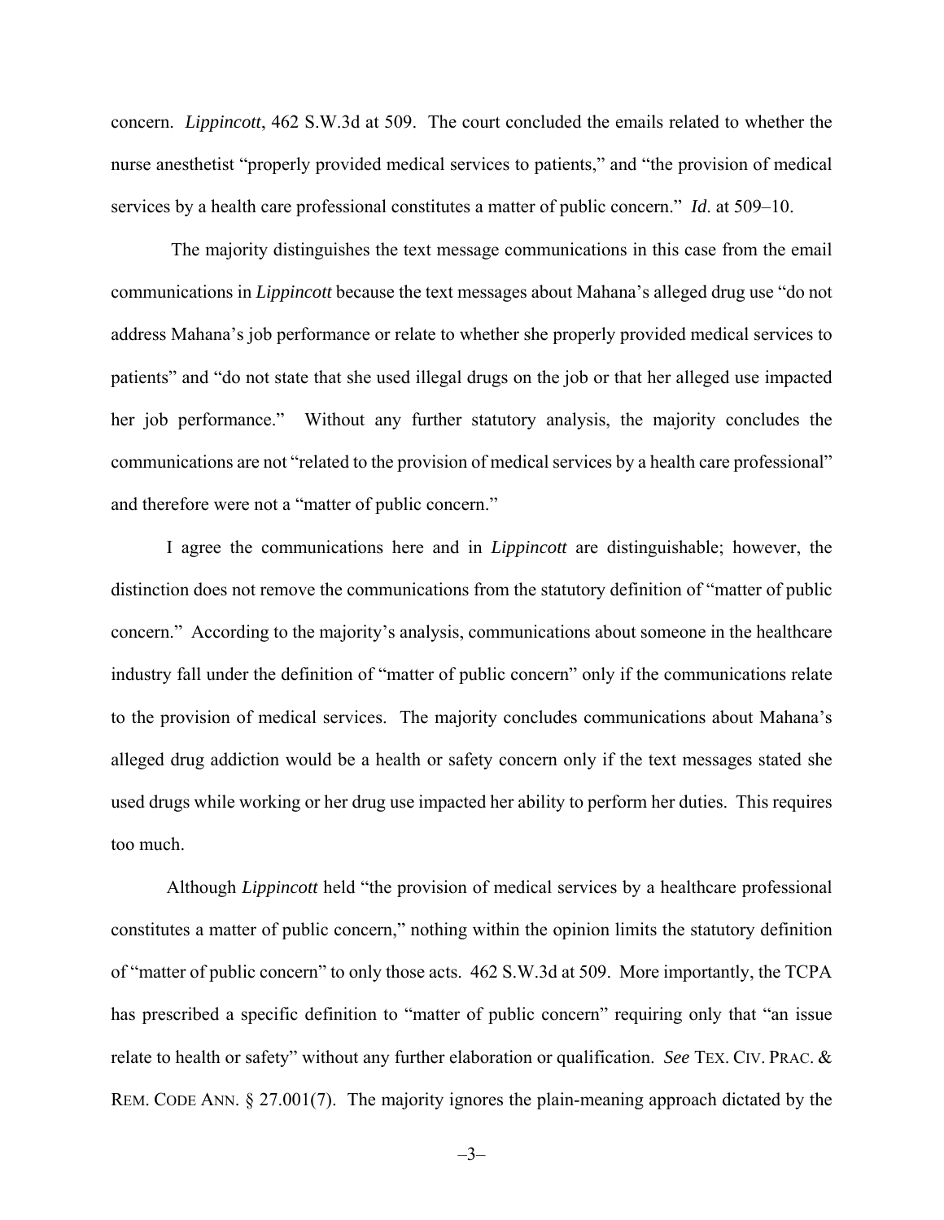concern. *Lippincott*, 462 S.W.3d at 509. The court concluded the emails related to whether the nurse anesthetist "properly provided medical services to patients," and "the provision of medical services by a health care professional constitutes a matter of public concern." *Id*. at 509–10.

The majority distinguishes the text message communications in this case from the email communications in *Lippincott* because the text messages about Mahana's alleged drug use "do not address Mahana's job performance or relate to whether she properly provided medical services to patients" and "do not state that she used illegal drugs on the job or that her alleged use impacted her job performance." Without any further statutory analysis, the majority concludes the communications are not "related to the provision of medical services by a health care professional" and therefore were not a "matter of public concern."

I agree the communications here and in *Lippincott* are distinguishable; however, the distinction does not remove the communications from the statutory definition of "matter of public concern." According to the majority's analysis, communications about someone in the healthcare industry fall under the definition of "matter of public concern" only if the communications relate to the provision of medical services. The majority concludes communications about Mahana's alleged drug addiction would be a health or safety concern only if the text messages stated she used drugs while working or her drug use impacted her ability to perform her duties. This requires too much.

Although *Lippincott* held "the provision of medical services by a healthcare professional constitutes a matter of public concern," nothing within the opinion limits the statutory definition of "matter of public concern" to only those acts. 462 S.W.3d at 509. More importantly, the TCPA has prescribed a specific definition to "matter of public concern" requiring only that "an issue relate to health or safety" without any further elaboration or qualification. *See* TEX. CIV. PRAC. & REM. CODE ANN. § 27.001(7). The majority ignores the plain-meaning approach dictated by the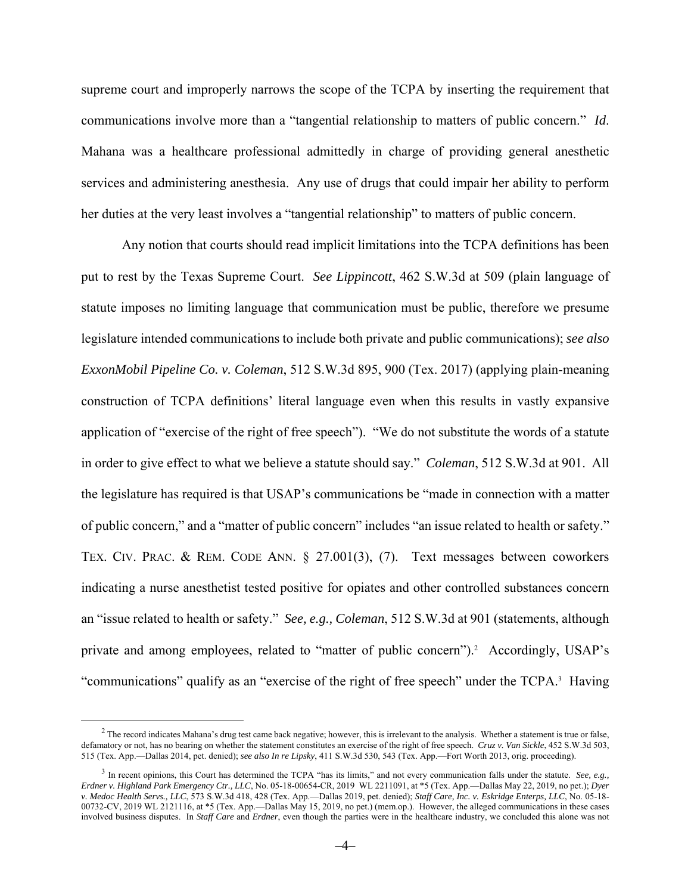supreme court and improperly narrows the scope of the TCPA by inserting the requirement that communications involve more than a "tangential relationship to matters of public concern." *Id*. Mahana was a healthcare professional admittedly in charge of providing general anesthetic services and administering anesthesia. Any use of drugs that could impair her ability to perform her duties at the very least involves a "tangential relationship" to matters of public concern.

Any notion that courts should read implicit limitations into the TCPA definitions has been put to rest by the Texas Supreme Court. *See Lippincott*, 462 S.W.3d at 509 (plain language of statute imposes no limiting language that communication must be public, therefore we presume legislature intended communications to include both private and public communications); *see also ExxonMobil Pipeline Co. v. Coleman*, 512 S.W.3d 895, 900 (Tex. 2017) (applying plain-meaning construction of TCPA definitions' literal language even when this results in vastly expansive application of "exercise of the right of free speech"). "We do not substitute the words of a statute in order to give effect to what we believe a statute should say." *Coleman*, 512 S.W.3d at 901. All the legislature has required is that USAP's communications be "made in connection with a matter of public concern," and a "matter of public concern" includes "an issue related to health or safety." TEX. CIV. PRAC. & REM. CODE ANN. § 27.001(3), (7). Text messages between coworkers indicating a nurse anesthetist tested positive for opiates and other controlled substances concern an "issue related to health or safety." *See, e.g., Coleman*, 512 S.W.3d at 901 (statements, although private and among employees, related to "matter of public concern").[2] Accordingly, USAP's "communications" qualify as an "exercise of the right of free speech" under the TCPA.[3] Having

[2] The record indicates Mahana's drug test came back negative; however, this is irrelevant to the analysis. Whether a statement is true or false, defamatory or not, has no bearing on whether the statement constitutes an exercise of the right of free speech. *Cruz v. Van Sickle*, 452 S.W.3d 503, 515 (Tex. App.—Dallas 2014, pet. denied); *see also In re Lipsky*, 411 S.W.3d 530, 543 (Tex. App.—Fort Worth 2013, orig. proceeding).

[3] In recent opinions, this Court has determined the TCPA "has its limits," and not every communication falls under the statute. *See, e.g., Erdner v. Highland Park Emergency Ctr., LLC*, No. 05-18-00654-CR, 2019 WL 2211091, at *5 (Tex. App.—Dallas May 22, 2019, no pet.); *Dyer v. Medoc Health Servs., LLC*, 573 S.W.3d 418, 428 (Tex. App.—Dallas 2019, pet. denied); *Staff Care, Inc. v. Eskridge Enterps, LLC*, No. 05-18-00732-CV, 2019 WL 2121116, at *5 (Tex. App.—Dallas May 15, 2019, no pet.) (mem.op.). However, the alleged communications in these cases involved business disputes. In *Staff Care* and *Erdner*, even though the parties were in the healthcare industry, we concluded this alone was not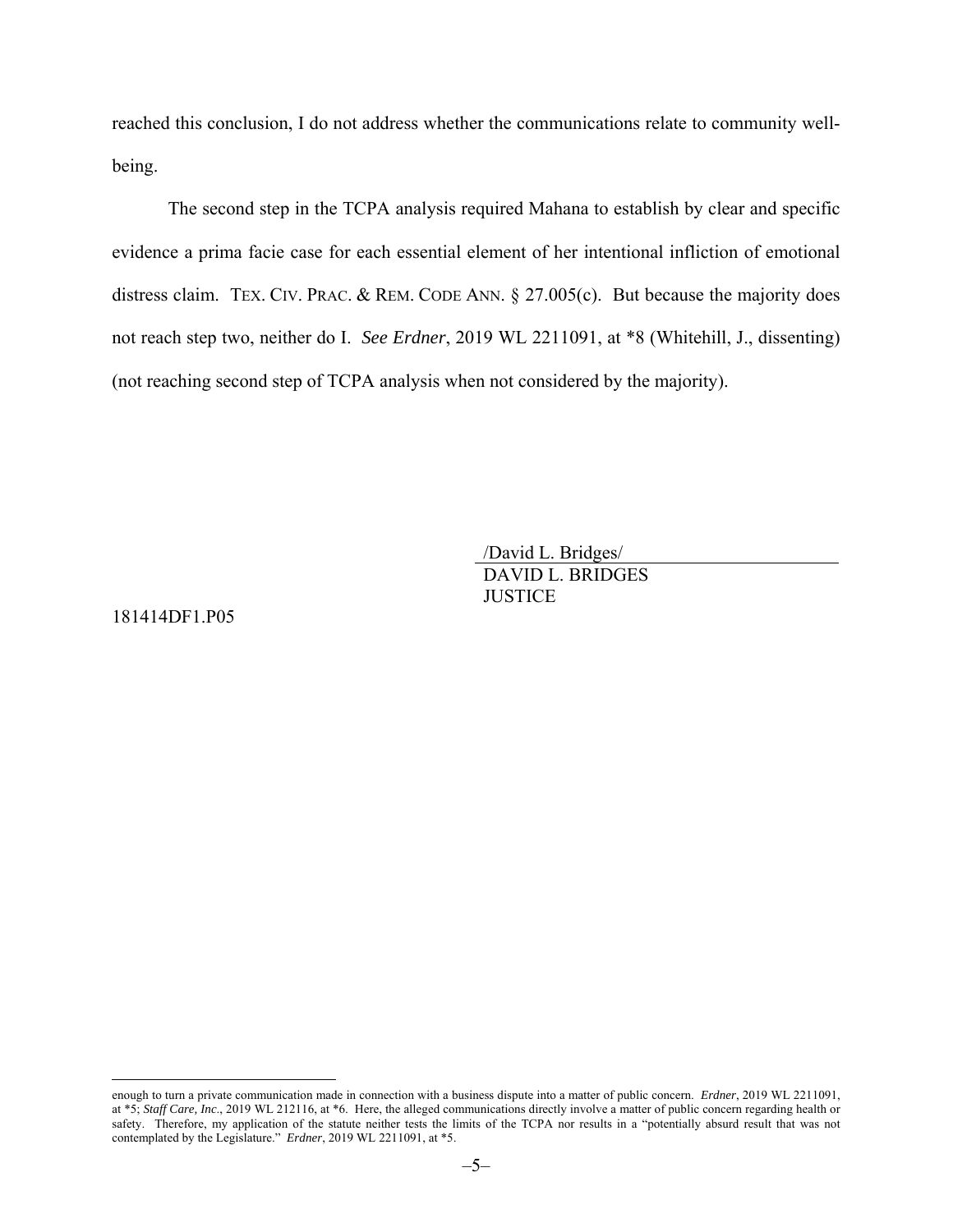reached this conclusion, I do not address whether the communications relate to community well-being.

The second step in the TCPA analysis required Mahana to establish by clear and specific evidence a prima facie case for each essential element of her intentional infliction of emotional distress claim. TEX. CIV. PRAC. & REM. CODE ANN. § 27.005(c). But because the majority does not reach step two, neither do I. *See Erdner*, 2019 WL 2211091, at *8 (Whitehill, J., dissenting) (not reaching second step of TCPA analysis when not considered by the majority).

/David L. Bridges/
DAVID L. BRIDGES
JUSTICE

181414DF1.P05

---

enough to turn a private communication made in connection with a business dispute into a matter of public concern. *Erdner*, 2019 WL 2211091, at *5; *Staff Care, Inc*., 2019 WL 212116, at *6. Here, the alleged communications directly involve a matter of public concern regarding health or safety. Therefore, my application of the statute neither tests the limits of the TCPA nor results in a "potentially absurd result that was not contemplated by the Legislature." *Erdner*, 2019 WL 2211091, at *5.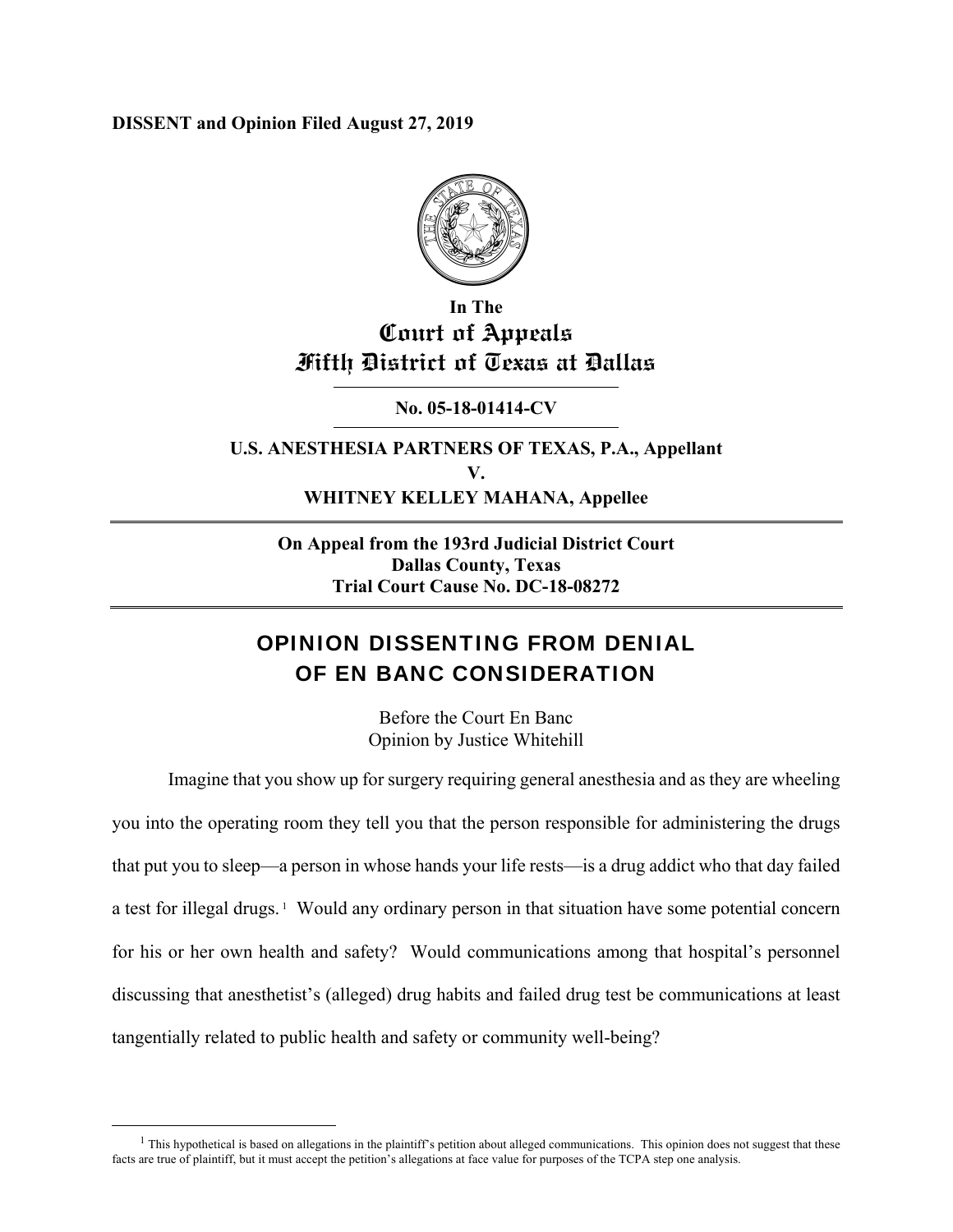**DISSENT and Opinion Filed August 27, 2019**

In The
# Court of Appeals
# Fifth District of Texas at Dallas

**No. 05-18-01414-CV**

**U.S. ANESTHESIA PARTNERS OF TEXAS, P.A., Appellant**
**V.**
**WHITNEY KELLEY MAHANA, Appellee**

**On Appeal from the 193rd Judicial District Court**
**Dallas County, Texas**
**Trial Court Cause No. DC-18-08272**

## OPINION DISSENTING FROM DENIAL OF EN BANC CONSIDERATION

Before the Court En Banc
Opinion by Justice Whitehill

Imagine that you show up for surgery requiring general anesthesia and as they are wheeling you into the operating room they tell you that the person responsible for administering the drugs that put you to sleep—a person in whose hands your life rests—is a drug addict who that day failed a test for illegal drugs.[1] Would any ordinary person in that situation have some potential concern for his or her own health and safety? Would communications among that hospital's personnel discussing that anesthetist's (alleged) drug habits and failed drug test be communications at least tangentially related to public health and safety or community well-being?

[1] This hypothetical is based on allegations in the plaintiff's petition about alleged communications. This opinion does not suggest that these facts are true of plaintiff, but it must accept the petition's allegations at face value for purposes of the TCPA step one analysis.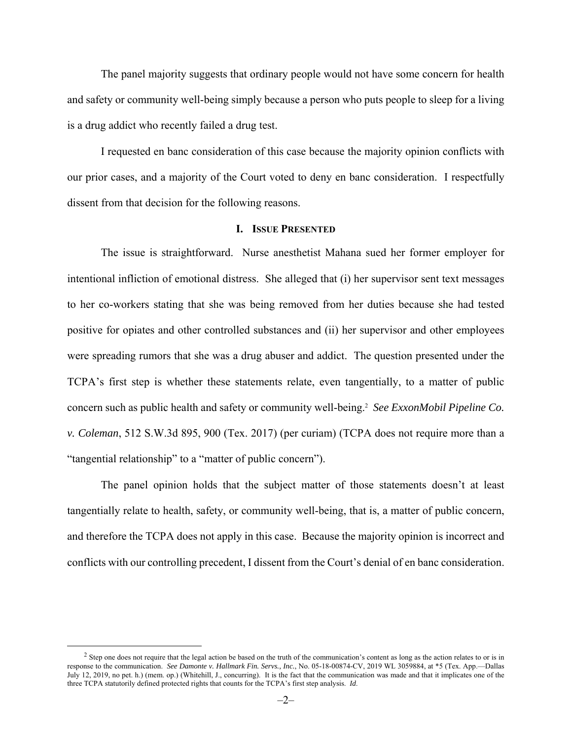The panel majority suggests that ordinary people would not have some concern for health and safety or community well-being simply because a person who puts people to sleep for a living is a drug addict who recently failed a drug test.

I requested en banc consideration of this case because the majority opinion conflicts with our prior cases, and a majority of the Court voted to deny en banc consideration. I respectfully dissent from that decision for the following reasons.

## I. Issue Presented

The issue is straightforward. Nurse anesthetist Mahana sued her former employer for intentional infliction of emotional distress. She alleged that (i) her supervisor sent text messages to her co-workers stating that she was being removed from her duties because she had tested positive for opiates and other controlled substances and (ii) her supervisor and other employees were spreading rumors that she was a drug abuser and addict. The question presented under the TCPA's first step is whether these statements relate, even tangentially, to a matter of public concern such as public health and safety or community well-being.[2] *See ExxonMobil Pipeline Co. v. Coleman*, 512 S.W.3d 895, 900 (Tex. 2017) (per curiam) (TCPA does not require more than a "tangential relationship" to a "matter of public concern").

The panel opinion holds that the subject matter of those statements doesn't at least tangentially relate to health, safety, or community well-being, that is, a matter of public concern, and therefore the TCPA does not apply in this case. Because the majority opinion is incorrect and conflicts with our controlling precedent, I dissent from the Court's denial of en banc consideration.

---

[2] Step one does not require that the legal action be based on the truth of the communication's content as long as the action relates to or is in response to the communication. *See Damonte v. Hallmark Fin. Servs., Inc.*, No. 05-18-00874-CV, 2019 WL 3059884, at *5 (Tex. App.—Dallas July 12, 2019, no pet. h.) (mem. op.) (Whitehill, J., concurring). It is the fact that the communication was made and that it implicates one of the three TCPA statutorily defined protected rights that counts for the TCPA's first step analysis. *Id*.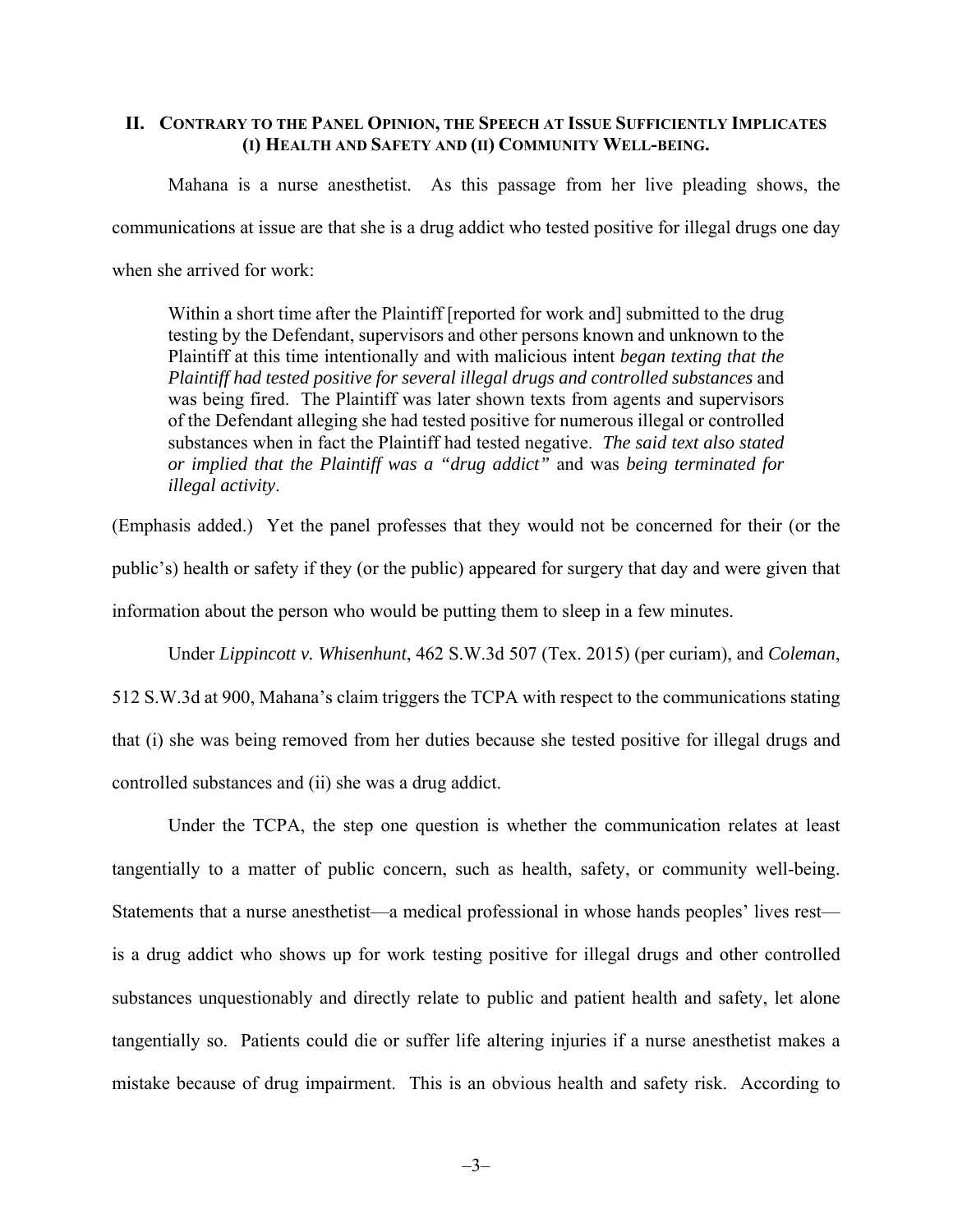## II. Contrary to the Panel Opinion, the Speech at Issue Sufficiently Implicates (i) Health and Safety and (ii) Community Well-being.

Mahana is a nurse anesthetist. As this passage from her live pleading shows, the communications at issue are that she is a drug addict who tested positive for illegal drugs one day when she arrived for work:

> Within a short time after the Plaintiff [reported for work and] submitted to the drug testing by the Defendant, supervisors and other persons known and unknown to the Plaintiff at this time intentionally and with malicious intent *began texting that the Plaintiff had tested positive for several illegal drugs and controlled substances* and was being fired. The Plaintiff was later shown texts from agents and supervisors of the Defendant alleging she had tested positive for numerous illegal or controlled substances when in fact the Plaintiff had tested negative. *The said text also stated or implied that the Plaintiff was a "drug addict"* and was *being terminated for illegal activity*.

(Emphasis added.) Yet the panel professes that they would not be concerned for their (or the public's) health or safety if they (or the public) appeared for surgery that day and were given that information about the person who would be putting them to sleep in a few minutes.

Under *Lippincott v. Whisenhunt*, 462 S.W.3d 507 (Tex. 2015) (per curiam), and *Coleman*, 512 S.W.3d at 900, Mahana's claim triggers the TCPA with respect to the communications stating that (i) she was being removed from her duties because she tested positive for illegal drugs and controlled substances and (ii) she was a drug addict.

Under the TCPA, the step one question is whether the communication relates at least tangentially to a matter of public concern, such as health, safety, or community well-being. Statements that a nurse anesthetist—a medical professional in whose hands peoples' lives rest—is a drug addict who shows up for work testing positive for illegal drugs and other controlled substances unquestionably and directly relate to public and patient health and safety, let alone tangentially so. Patients could die or suffer life altering injuries if a nurse anesthetist makes a mistake because of drug impairment. This is an obvious health and safety risk. According to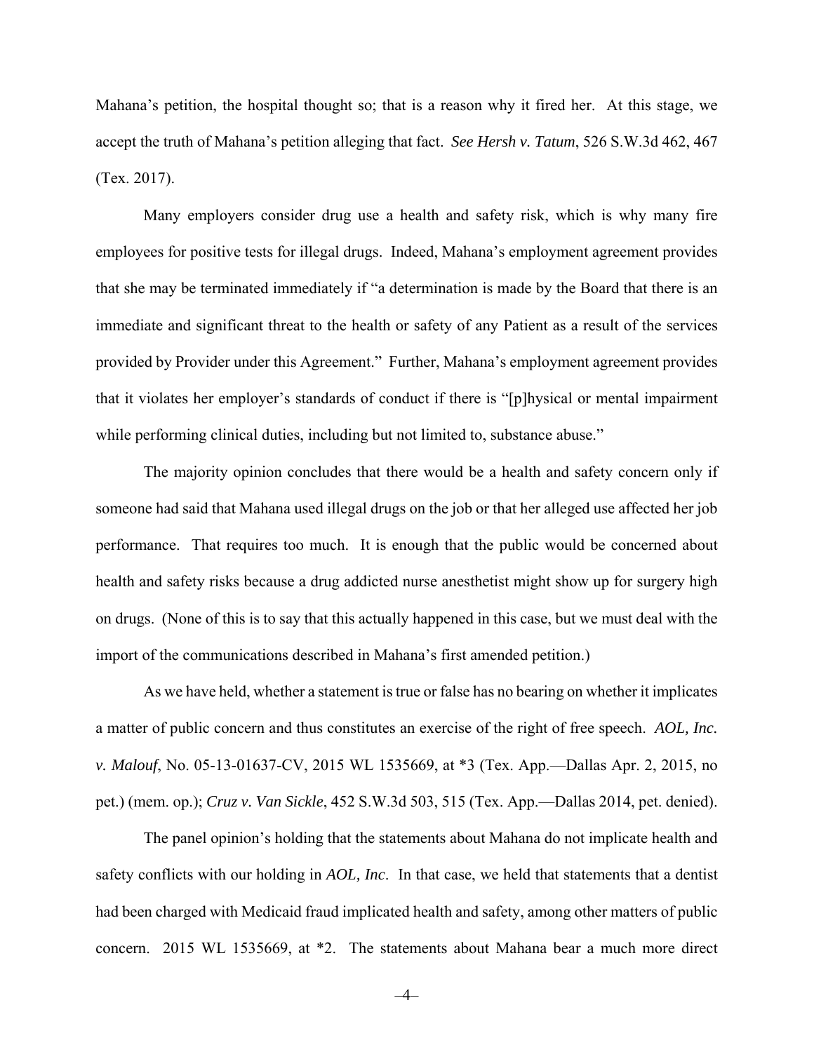Mahana's petition, the hospital thought so; that is a reason why it fired her. At this stage, we accept the truth of Mahana's petition alleging that fact. *See Hersh v. Tatum*, 526 S.W.3d 462, 467 (Tex. 2017).

Many employers consider drug use a health and safety risk, which is why many fire employees for positive tests for illegal drugs. Indeed, Mahana's employment agreement provides that she may be terminated immediately if "a determination is made by the Board that there is an immediate and significant threat to the health or safety of any Patient as a result of the services provided by Provider under this Agreement." Further, Mahana's employment agreement provides that it violates her employer's standards of conduct if there is "[p]hysical or mental impairment while performing clinical duties, including but not limited to, substance abuse."

The majority opinion concludes that there would be a health and safety concern only if someone had said that Mahana used illegal drugs on the job or that her alleged use affected her job performance. That requires too much. It is enough that the public would be concerned about health and safety risks because a drug addicted nurse anesthetist might show up for surgery high on drugs. (None of this is to say that this actually happened in this case, but we must deal with the import of the communications described in Mahana's first amended petition.)

As we have held, whether a statement is true or false has no bearing on whether it implicates a matter of public concern and thus constitutes an exercise of the right of free speech. *AOL, Inc. v. Malouf*, No. 05-13-01637-CV, 2015 WL 1535669, at *3 (Tex. App.—Dallas Apr. 2, 2015, no pet.) (mem. op.); *Cruz v. Van Sickle*, 452 S.W.3d 503, 515 (Tex. App.—Dallas 2014, pet. denied).

The panel opinion's holding that the statements about Mahana do not implicate health and safety conflicts with our holding in *AOL, Inc*. In that case, we held that statements that a dentist had been charged with Medicaid fraud implicated health and safety, among other matters of public concern. 2015 WL 1535669, at *2. The statements about Mahana bear a much more direct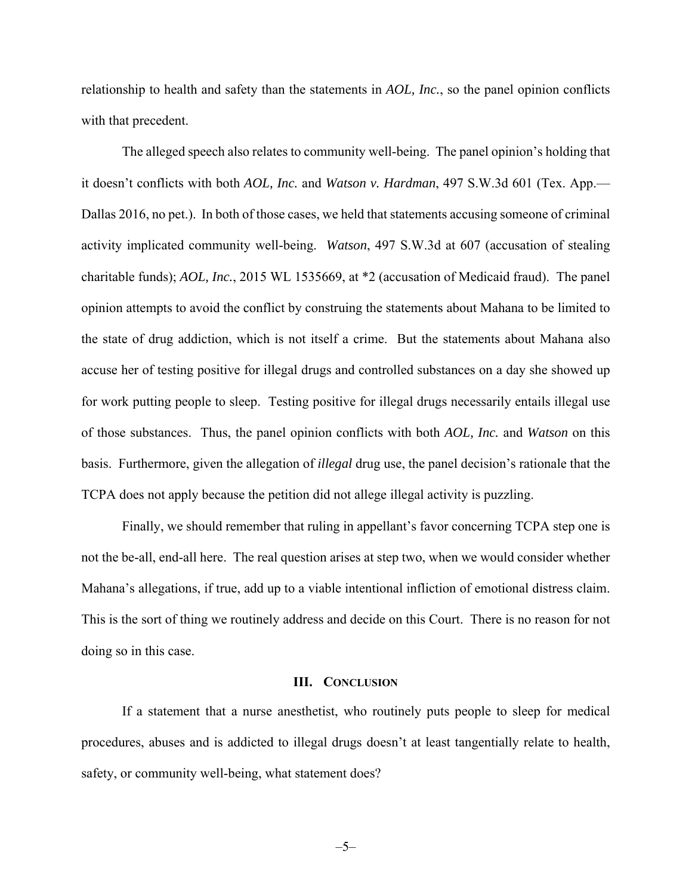relationship to health and safety than the statements in *AOL, Inc.*, so the panel opinion conflicts with that precedent.

The alleged speech also relates to community well-being. The panel opinion's holding that it doesn't conflicts with both *AOL, Inc.* and *Watson v. Hardman*, 497 S.W.3d 601 (Tex. App.—Dallas 2016, no pet.). In both of those cases, we held that statements accusing someone of criminal activity implicated community well-being. *Watson*, 497 S.W.3d at 607 (accusation of stealing charitable funds); *AOL, Inc.*, 2015 WL 1535669, at *2 (accusation of Medicaid fraud). The panel opinion attempts to avoid the conflict by construing the statements about Mahana to be limited to the state of drug addiction, which is not itself a crime. But the statements about Mahana also accuse her of testing positive for illegal drugs and controlled substances on a day she showed up for work putting people to sleep. Testing positive for illegal drugs necessarily entails illegal use of those substances. Thus, the panel opinion conflicts with both *AOL, Inc.* and *Watson* on this basis. Furthermore, given the allegation of *illegal* drug use, the panel decision's rationale that the TCPA does not apply because the petition did not allege illegal activity is puzzling.

Finally, we should remember that ruling in appellant's favor concerning TCPA step one is not the be-all, end-all here. The real question arises at step two, when we would consider whether Mahana's allegations, if true, add up to a viable intentional infliction of emotional distress claim. This is the sort of thing we routinely address and decide on this Court. There is no reason for not doing so in this case.

## III. Conclusion

If a statement that a nurse anesthetist, who routinely puts people to sleep for medical procedures, abuses and is addicted to illegal drugs doesn't at least tangentially relate to health, safety, or community well-being, what statement does?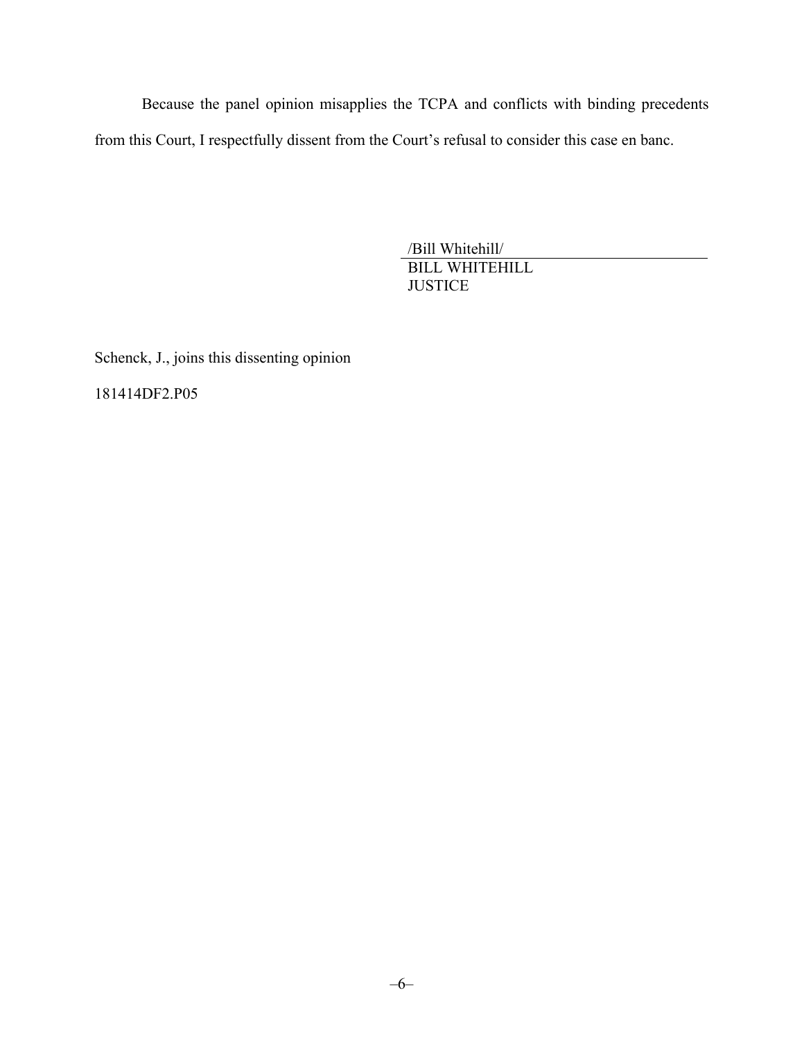Because the panel opinion misapplies the TCPA and conflicts with binding precedents from this Court, I respectfully dissent from the Court's refusal to consider this case en banc.

/Bill Whitehill/
BILL WHITEHILL
JUSTICE

Schenck, J., joins this dissenting opinion

181414DF2.P05